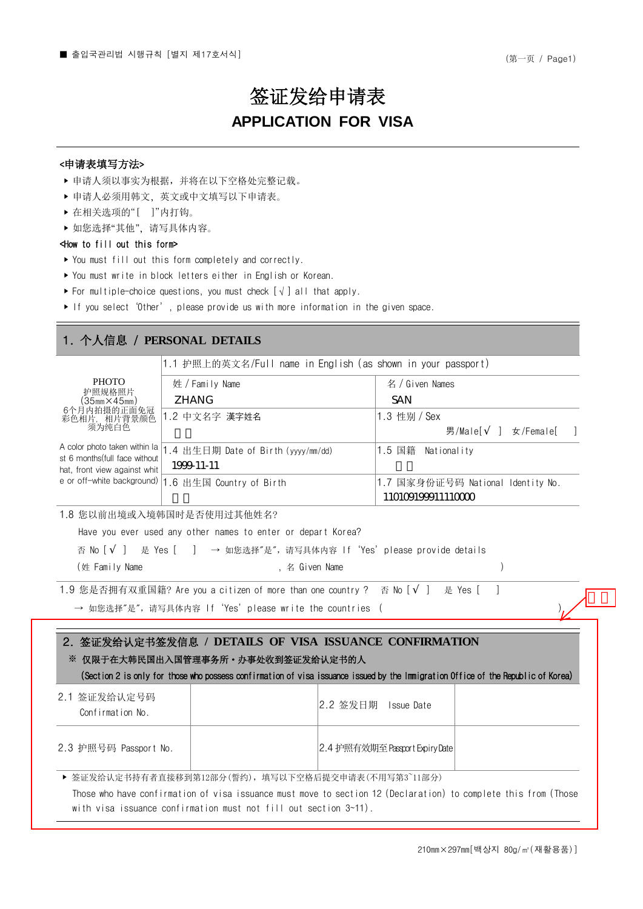■ 출입국관리법 시행규칙 [별지 제17호서식]

(第一页 / Page1)

# 签证发给申请表
# APPLICATION FOR VISA

**<申请表填写方法>**

- 申请人须以事实为根据，并将在以下空格处完整记载。
- 申请人必须用韩文，英文或中文填写以下申请表。
- 在相关选项的"[ ]"内打钩。
- 如您选择"其他"，请写具体内容。

**<How to fill out this form>**

- You must fill out this form completely and correctly.
- You must write in block letters either in English or Korean.
- For multiple-choice questions, you must check [√] all that apply.
- If you select 'Other', please provide us with more information in the given space.

## 1. 个人信息 / PERSONAL DETAILS

| PHOTO 护照规格照片 (35㎜×45㎜) 6个月内拍摄的正面免冠彩色相片，相片背景颜色须为纯白色 A color photo taken within last 6 months(full face without hat, front view against white or off-white background) | 1.1 护照上的英文名/Full name in English (as shown in your passport) | |
|---|---|---|
| | 姓 / Family Name<br>ZHANG | 名 / Given Names<br>SAN |
| | 1.2 中文名字 漢字姓名<br>□□ | 1.3 性别 / Sex<br>男/Male[√ ] 女/Female[ ] |
| | 1.4 出生日期 Date of Birth (yyyy/mm/dd)<br>1999-11-11 | 1.5 国籍 Nationality<br>□□ |
| | 1.6 出生国 Country of Birth<br>□□ | 1.7 国家身份证号码 National Identity No.<br>110109199911110000 |

1.8 您以前出境或入境韩国时是否使用过其他姓名?

Have you ever used any other names to enter or depart Korea?

否 No [√ ] 是 Yes [ ] → 如您选择"是"，请写具体内容 If 'Yes' please provide details

(姓 Family Name , 名 Given Name )

1.9 您是否拥有双重国籍? Are you a citizen of more than one country ? 否 No [√ ] 是 Yes [ ]

→ 如您选择"是"，请写具体内容 If 'Yes' please write the countries ( )

□□

## 2. 签证发给认定书签发信息 / DETAILS OF VISA ISSUANCE CONFIRMATION

※ 仅限于在大韩民国出入国管理事务所·办事处收到签证发给认定书的人

(Section 2 is only for those who possess confirmation of visa issuance issued by the Immigration Office of the Republic of Korea)

| 2.1 签证发给认定号码 Confirmation No. | | 2.2 签发日期 Issue Date | |
|---|---|---|---|
| 2.3 护照号码 Passport No. | | 2.4 护照有效期至 Passport Expiry Date | |

- 签证发给认定书持有者直接移到第12部分(誓约)，填写以下空格后提交申请表(不用写第3~11部分)

Those who have confirmation of visa issuance must move to section 12 (Declaration) to complete this from (Those with visa issuance confirmation must not fill out section 3~11).

210㎜×297㎜[백상지 80g/㎡(재활용품)]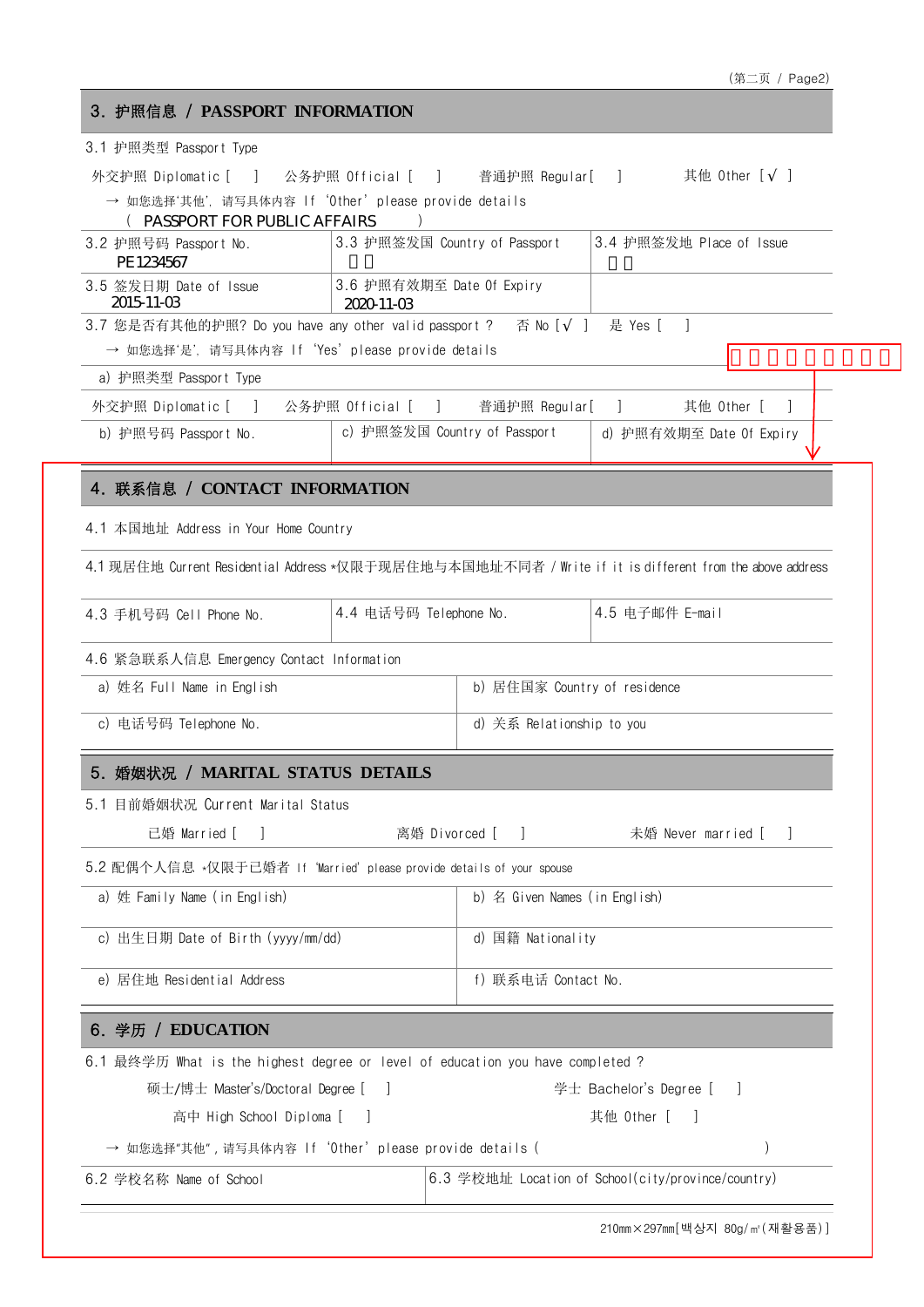## 3. 护照信息 / PASSPORT INFORMATION

3.1 护照类型 Passport Type

外交护照 Diplomatic [ ]　公务护照 Official [ ]　普通护照 Regular[ ]　其他 Other [√ ]

→ 如您选择'其他', 请写具体内容 If 'Other' please provide details

( PASSPORT FOR PUBLIC AFFAIRS )

| 3.2 护照号码 Passport No. | 3.3 护照签发国 Country of Passport | 3.4 护照签发地 Place of Issue |
|---|---|---|
| PE1234567 | | |
| 3.5 签发日期 Date of Issue<br>2015-11-03 | 3.6 护照有效期至 Date Of Expiry<br>2020-11-03 | |

3.7 您是否有其他的护照? Do you have any other valid passport ?　否 No [√ ]　是 Yes [ ]

→ 如您选择'是', 请写具体内容 If 'Yes' please provide details

a) 护照类型 Passport Type

外交护照 Diplomatic [ ]　公务护照 Official [ ]　普通护照 Regular[ ]　其他 Other [ ]

| b) 护照号码 Passport No. | c) 护照签发国 Country of Passport | d) 护照有效期至 Date Of Expiry |
|---|---|---|
| | | |

## 4. 联系信息 / CONTACT INFORMATION

4.1 本国地址 Address in Your Home Country

4.1 现居住地 Current Residential Address *仅限于现居住地与本国地址不同者 / Write if it is different from the above address

| 4.3 手机号码 Cell Phone No. | 4.4 电话号码 Telephone No. | 4.5 电子邮件 E-mail |
|---|---|---|
| | | |

4.6 紧急联系人信息 Emergency Contact Information

| a) 姓名 Full Name in English | b) 居住国家 Country of residence |
|---|---|
| c) 电话号码 Telephone No. | d) 关系 Relationship to you |

## 5. 婚姻状况 / MARITAL STATUS DETAILS

5.1 目前婚姻状况 Current Marital Status

已婚 Married [ ]　离婚 Divorced [ ]　未婚 Never married [ ]

5.2 配偶个人信息 *仅限于已婚者 If 'Married' please provide details of your spouse

| a) 姓 Family Name (in English) | b) 名 Given Names (in English) |
|---|---|
| c) 出生日期 Date of Birth (yyyy/mm/dd) | d) 国籍 Nationality |
| e) 居住地 Residential Address | f) 联系电话 Contact No. |

## 6. 学历 / EDUCATION

6.1 最终学历 What is the highest degree or level of education you have completed ?

硕士/博士 Master's/Doctoral Degree [ ]　学士 Bachelor's Degree [ ]

高中 High School Diploma [ ]　其他 Other [ ]

→ 如您选择"其他", 请写具体内容 If 'Other' please provide details ( )

| 6.2 学校名称 Name of School | 6.3 学校地址 Location of School(city/province/country) |
|---|---|
| | |

210mm×297mm[백상지 80g/㎡(재활용품)]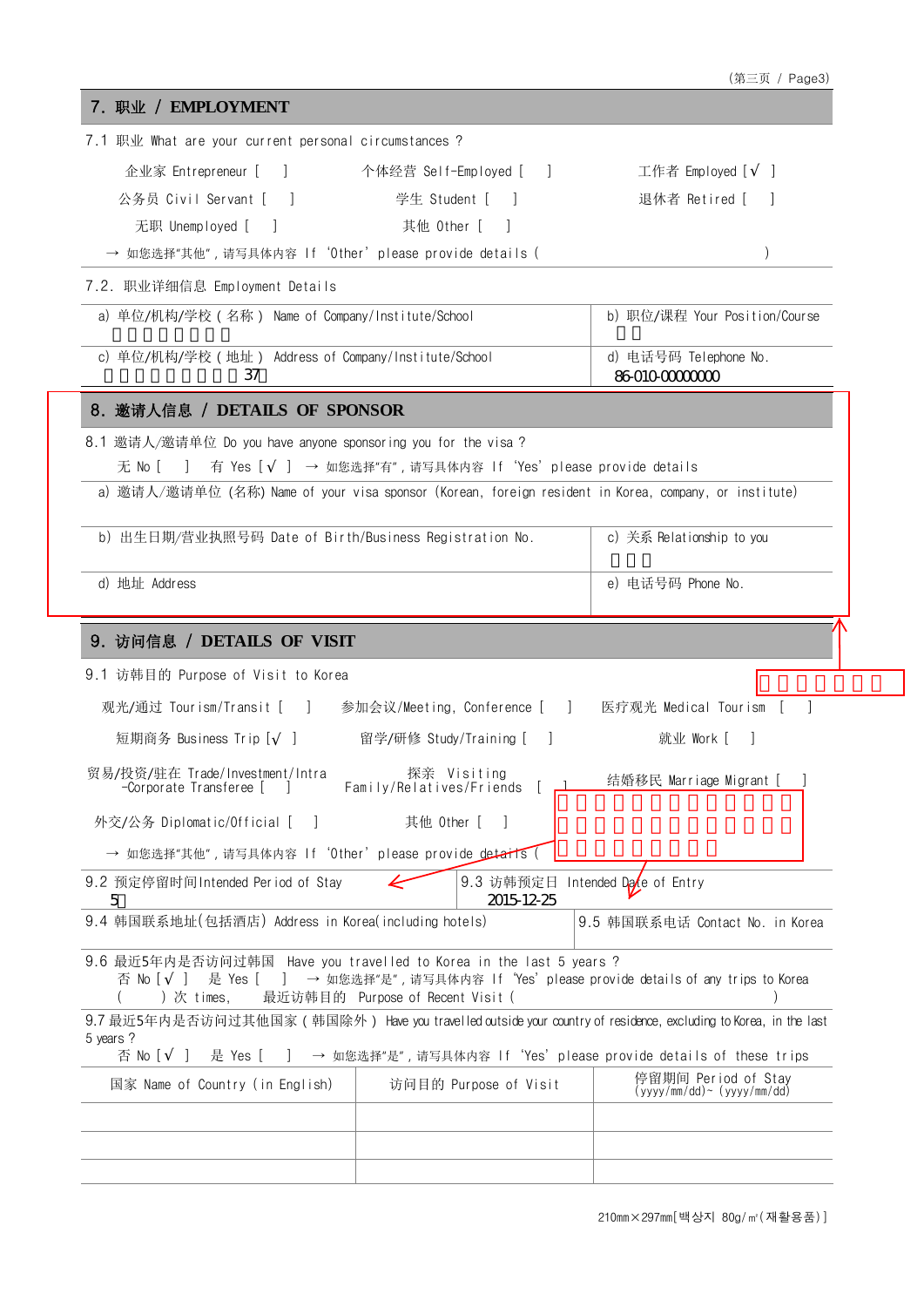(第三页 / Page3)

## 7. 职业 / EMPLOYMENT

7.1 职业 What are your current personal circumstances ?

企业家 Entrepreneur [ ]　　个体经营 Self-Employed [ ]　　工作者 Employed [√ ]

公务员 Civil Servant [ ]　　学生 Student [ ]　　退休者 Retired [ ]

无职 Unemployed [ ]　　其他 Other [ ]

→ 如您选择"其他", 请写具体内容 If 'Other' please provide details ( )

7.2. 职业详细信息 Employment Details

| a) 单位/机构/学校 ( 名称 ) Name of Company/Institute/School | b) 职位/课程 Your Position/Course |
|---|---|
| c) 单位/机构/学校 ( 地址 ) Address of Company/Institute/School<br>37 | d) 电话号码 Telephone No.<br>86-010-00000000 |

## 8. 邀请人信息 / DETAILS OF SPONSOR

8.1 邀请人/邀请单位 Do you have anyone sponsoring you for the visa ?

无 No [ ]　有 Yes [√ ]　→ 如您选择"有", 请写具体内容 If 'Yes' please provide details

a) 邀请人/邀请单位 (名称) Name of your visa sponsor (Korean, foreign resident in Korea, company, or institute)

| b) 出生日期/营业执照号码 Date of Birth/Business Registration No. | c) 关系 Relationship to you |
|---|---|
| d) 地址 Address | e) 电话号码 Phone No. |

## 9. 访问信息 / DETAILS OF VISIT

9.1 访韩目的 Purpose of Visit to Korea

观光/通过 Tourism/Transit [ ]　　参加会议/Meeting, Conference [ ]　　医疗观光 Medical Tourism [ ]

短期商务 Business Trip [√ ]　　留学/研修 Study/Training [ ]　　就业 Work [ ]

贸易/投资/驻在 Trade/Investment/Intra-Corporate Transferee [ ]　　探亲 Visiting Family/Relatives/Friends [ ]　　结婚移民 Marriage Migrant [ ]

外交/公务 Diplomatic/Official [ ]　　其他 Other [ ]

→ 如您选择"其他", 请写具体内容 If 'Other' please provide details ( )

| 9.2 预定停留时间Intended Period of Stay<br>5 | 9.3 访韩预定日 Intended Date of Entry<br>2015-12-25 |
|---|---|
| 9.4 韩国联系地址(包括酒店) Address in Korea(including hotels) | 9.5 韩国联系电话 Contact No. in Korea |

9.6 最近5年内是否访问过韩国 Have you travelled to Korea in the last 5 years ?

否 No [√ ]　是 Yes [ ]　→ 如您选择"是", 请写具体内容 If 'Yes' please provide details of any trips to Korea

( ) 次 times,　最近访韩目的 Purpose of Recent Visit ( )

9.7 最近5年内是否访问过其他国家 ( 韩国除外 ) Have you travelled outside your country of residence, excluding to Korea, in the last 5 years ?

否 No [√ ]　是 Yes [ ]　→ 如您选择"是", 请写具体内容 If 'Yes' please provide details of these trips

| 国家 Name of Country (in English) | 访问目的 Purpose of Visit | 停留期间 Period of Stay (yyyy/mm/dd)~ (yyyy/mm/dd) |
|---|---|---|
| | | |
| | | |
| | | |

210mm×297mm[백상지 80g/㎡(재활용품)]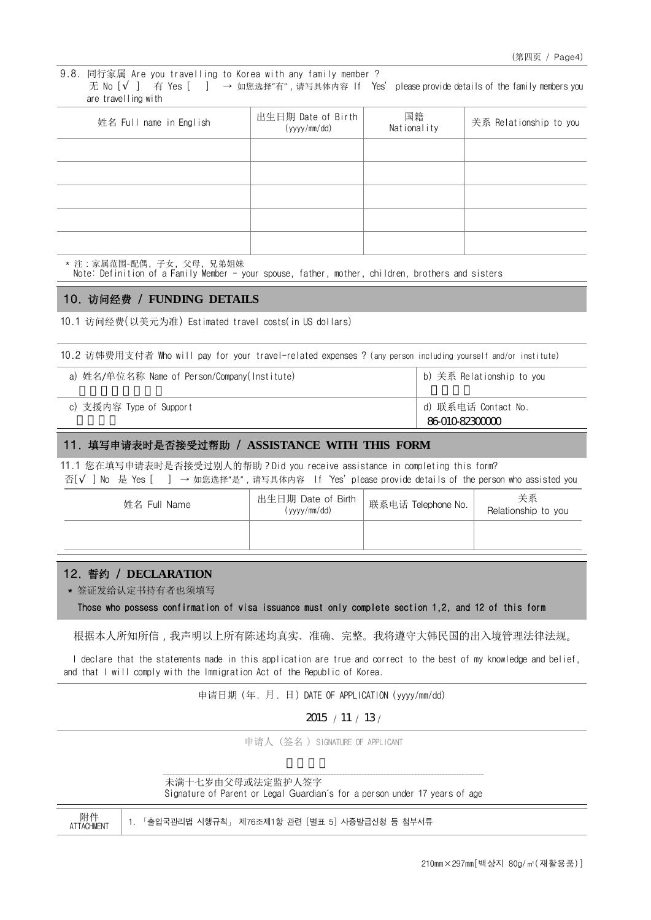9.8. 同行家属 Are you travelling to Korea with any family member ?
无 No [√ ] 有 Yes [ ] → 如您选择"有"，请写具体内容 If 'Yes' please provide details of the family members you are travelling with

| 姓名 Full name in English | 出生日期 Date of Birth (yyyy/mm/dd) | 国籍 Nationality | 关系 Relationship to you |
|---|---|---|---|
| | | | |
| | | | |
| | | | |
| | | | |
| | | | |

* 注：家属范围-配偶，子女，父母，兄弟姐妹
Note: Definition of a Family Member - your spouse, father, mother, children, brothers and sisters

## 10. 访问经费 / FUNDING DETAILS

10.1 访问经费(以美元为准) Estimated travel costs(in US dollars)

10.2 访韩费用支付者 Who will pay for your travel-related expenses ? (any person including yourself and/or institute)

| a) 姓名/单位名称 Name of Person/Company(Institute) | b) 关系 Relationship to you |
|---|---|
| | |
| **c) 支援内容 Type of Support** | **d) 联系电话 Contact No.** |
| | 86-010-82300000 |

## 11. 填写申请表时是否接受过帮助 / ASSISTANCE WITH THIS FORM

11.1 您在填写申请表时是否接受过别人的帮助？Did you receive assistance in completing this form?
否[√ ] No 是 Yes [ ] → 如您选择"是"，请写具体内容 If 'Yes' please provide details of the person who assisted you

| 姓名 Full Name | 出生日期 Date of Birth (yyyy/mm/dd) | 联系电话 Telephone No. | 关系 Relationship to you |
|---|---|---|---|
| | | | |

## 12. 誓约 / DECLARATION

* 签证发给认定书持有者也须填写
Those who possess confirmation of visa issuance must only complete section 1,2, and 12 of this form

根据本人所知所信，我声明以上所有陈述均真实、准确、完整。我将遵守大韩民国的出入境管理法律法规。

I declare that the statements made in this application are true and correct to the best of my knowledge and belief, and that I will comply with the Immigration Act of the Republic of Korea.

申请日期 (年. 月. 日) DATE OF APPLICATION (yyyy/mm/dd)

2015 / 11 / 13 /

申请人 (签名) SIGNATURE OF APPLICANT

未满十七岁由父母或法定监护人签字
Signature of Parent or Legal Guardian's for a person under 17 years of age

| 附件 ATTACHMENT | 1. 「출입국관리법 시행규칙」 제76조제1항 관련 [별표 5] 사증발급신청 등 첨부서류 |
|---|---|

210mm×297mm[백상지 80g/㎡(재활용품)]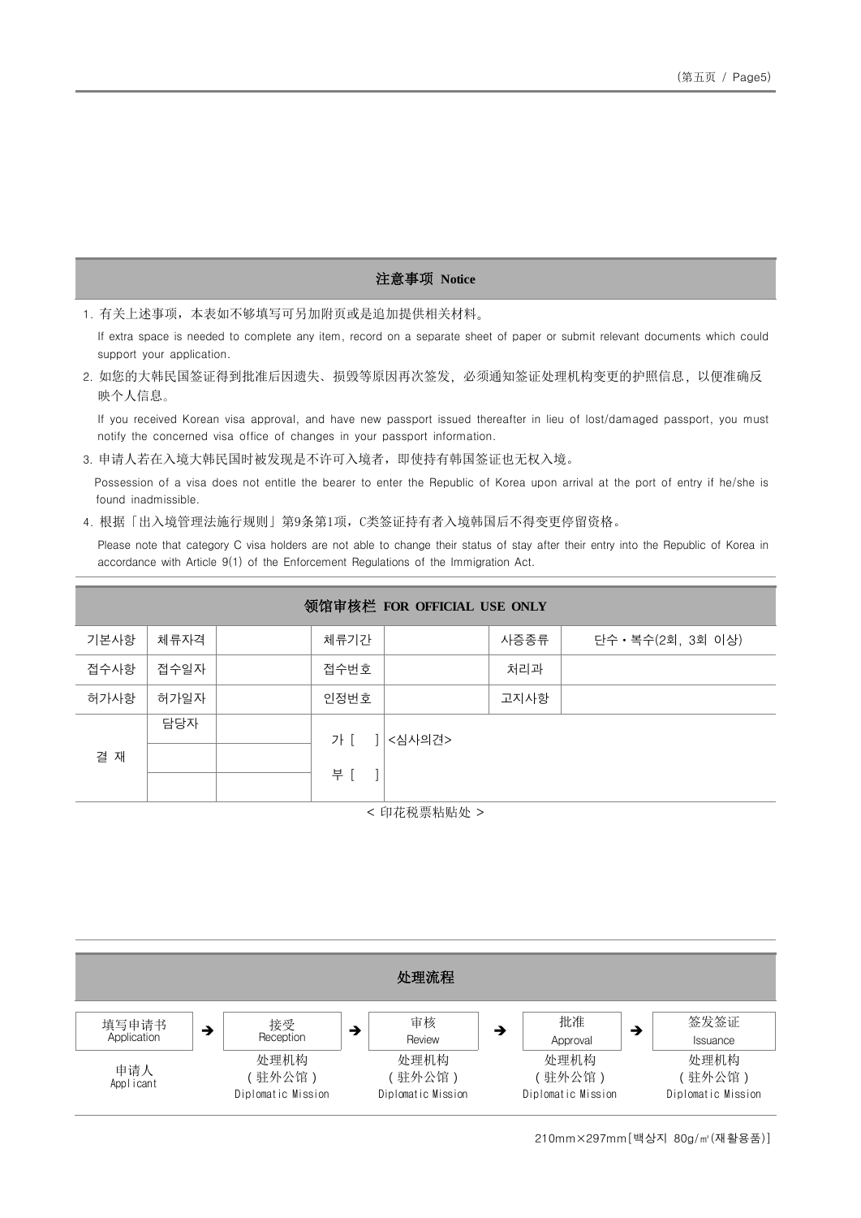## 注意事项 Notice

1. 有关上述事项，本表如不够填写可另加附页或是追加提供相关材料。

   If extra space is needed to complete any item, record on a separate sheet of paper or submit relevant documents which could support your application.

2. 如您的大韩民国签证得到批准后因遗失、损毁等原因再次签发，必须通知签证处理机构变更的护照信息，以便准确反映个人信息。

   If you received Korean visa approval, and have new passport issued thereafter in lieu of lost/damaged passport, you must notify the concerned visa office of changes in your passport information.

3. 申请人若在入境大韩民国时被发现是不许可入境者，即使持有韩国签证也无权入境。

   Possession of a visa does not entitle the bearer to enter the Republic of Korea upon arrival at the port of entry if he/she is found inadmissible.

4. 根据「出入境管理法施行规则」第9条第1项，C类签证持有者入境韩国后不得变更停留资格。

   Please note that category C visa holders are not able to change their status of stay after their entry into the Republic of Korea in accordance with Article 9(1) of the Enforcement Regulations of the Immigration Act.

## 领馆审核栏 FOR OFFICIAL USE ONLY

| | | | | | | |
|---|---|---|---|---|---|---|
| 기본사항 | 체류자격 | | 체류기간 | | 사증종류 | 단수・복수(2회, 3회 이상) |
| 접수사항 | 접수일자 | | 접수번호 | | 처리과 | |
| 허가사항 | 허가일자 | | 인정번호 | | 고지사항 | |
| 결 재 | 담당자 | | 가 [ ] 부 [ ] | <심사의견> | | |
| | | | | | | |
| | | | | | | |

< 印花税票粘贴处 >

## 处理流程

| | | | | | | | | |
|---|---|---|---|---|---|---|---|---|
| 填写申请书 Application | ➔ | 接受 Reception | ➔ | 审核 Review | ➔ | 批准 Approval | ➔ | 签发签证 Issuance |
| 申请人 Applicant | | 处理机构 (驻外公馆) Diplomatic Mission | | 处理机构 (驻外公馆) Diplomatic Mission | | 处理机构 (驻外公馆) Diplomatic Mission | | 处理机构 (驻外公馆) Diplomatic Mission |

210mm×297mm[백상지 80g/㎡(재활용품)]